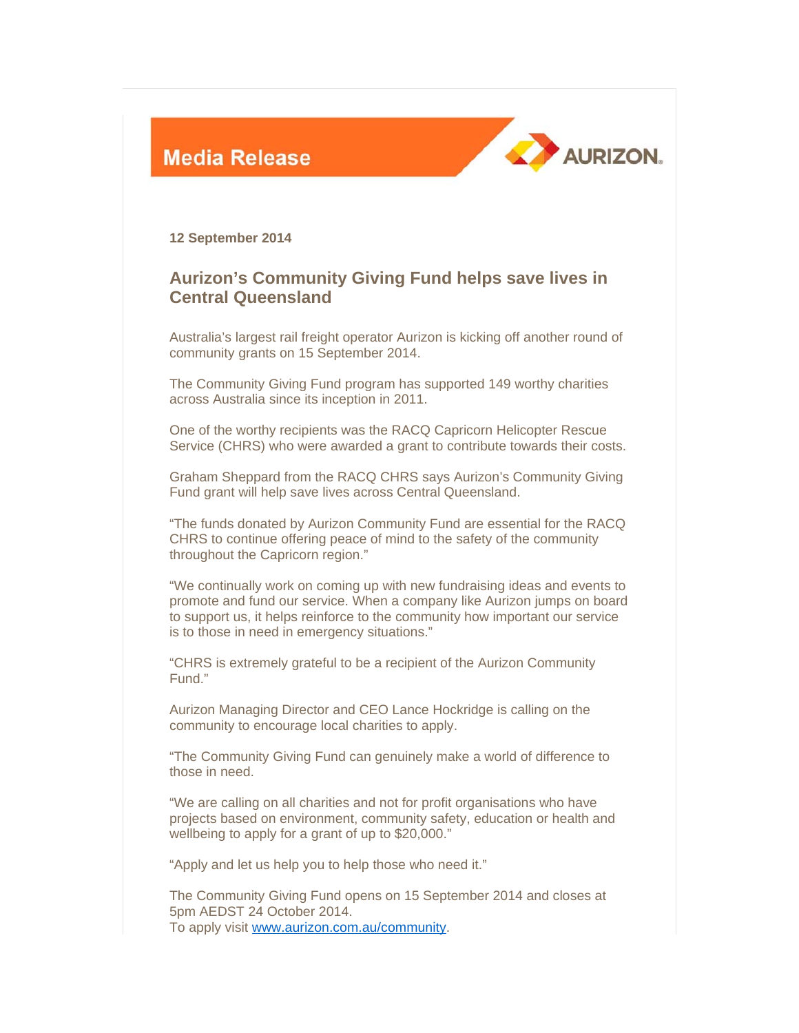Media Release

AURIZON

**12 September 2014**

## Aurizon's Community Giving Fund helps save lives in Central Queensland

Australia's largest rail freight operator Aurizon is kicking off another round of community grants on 15 September 2014.

The Community Giving Fund program has supported 149 worthy charities across Australia since its inception in 2011.

One of the worthy recipients was the RACQ Capricorn Helicopter Rescue Service (CHRS) who were awarded a grant to contribute towards their costs.

Graham Sheppard from the RACQ CHRS says Aurizon's Community Giving Fund grant will help save lives across Central Queensland.

"The funds donated by Aurizon Community Fund are essential for the RACQ CHRS to continue offering peace of mind to the safety of the community throughout the Capricorn region."

"We continually work on coming up with new fundraising ideas and events to promote and fund our service. When a company like Aurizon jumps on board to support us, it helps reinforce to the community how important our service is to those in need in emergency situations."

"CHRS is extremely grateful to be a recipient of the Aurizon Community Fund."

Aurizon Managing Director and CEO Lance Hockridge is calling on the community to encourage local charities to apply.

"The Community Giving Fund can genuinely make a world of difference to those in need.

"We are calling on all charities and not for profit organisations who have projects based on environment, community safety, education or health and wellbeing to apply for a grant of up to $20,000."

"Apply and let us help you to help those who need it."

The Community Giving Fund opens on 15 September 2014 and closes at 5pm AEDST 24 October 2014.
To apply visit [www.aurizon.com.au/community](www.aurizon.com.au/community).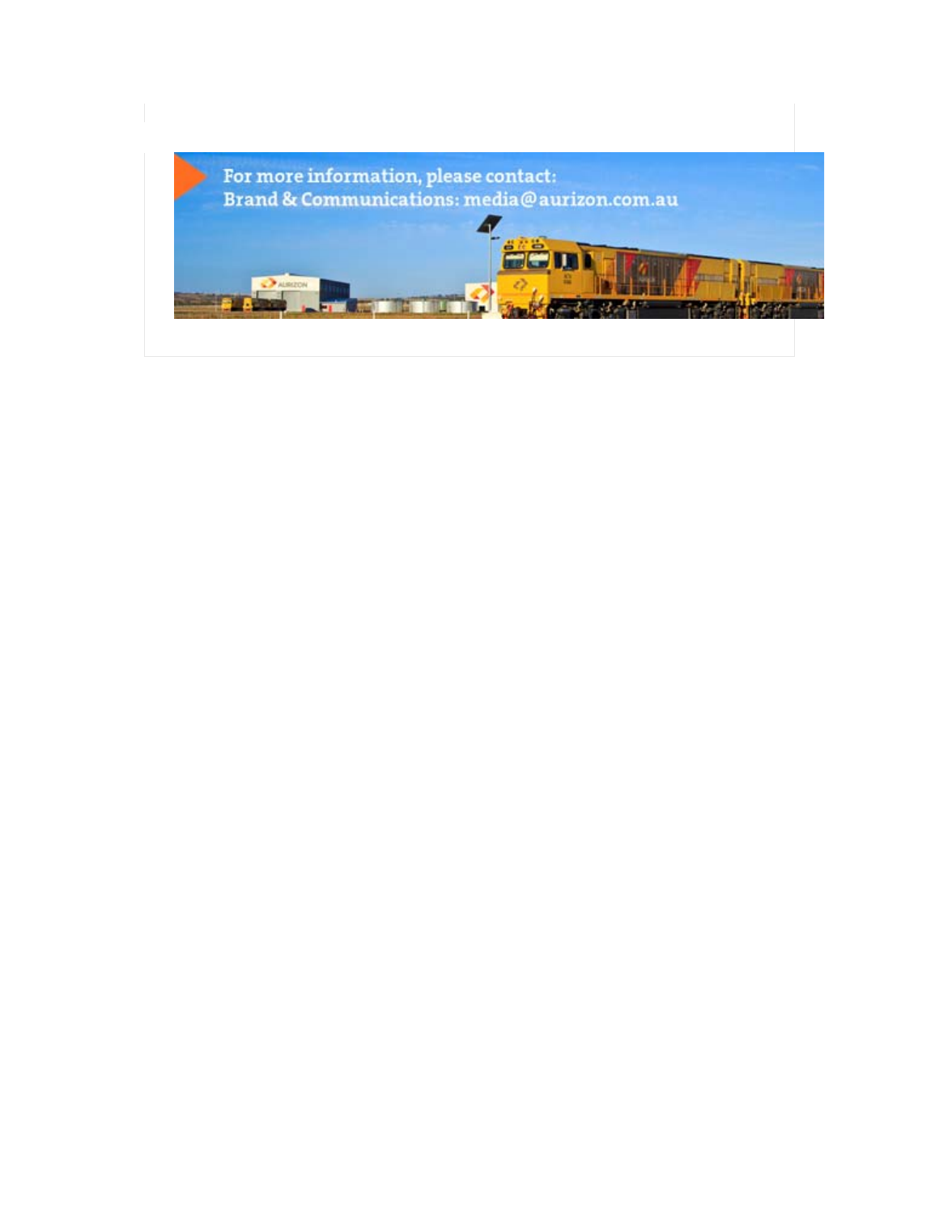For more information, please contact:
Brand & Communications: media@aurizon.com.au